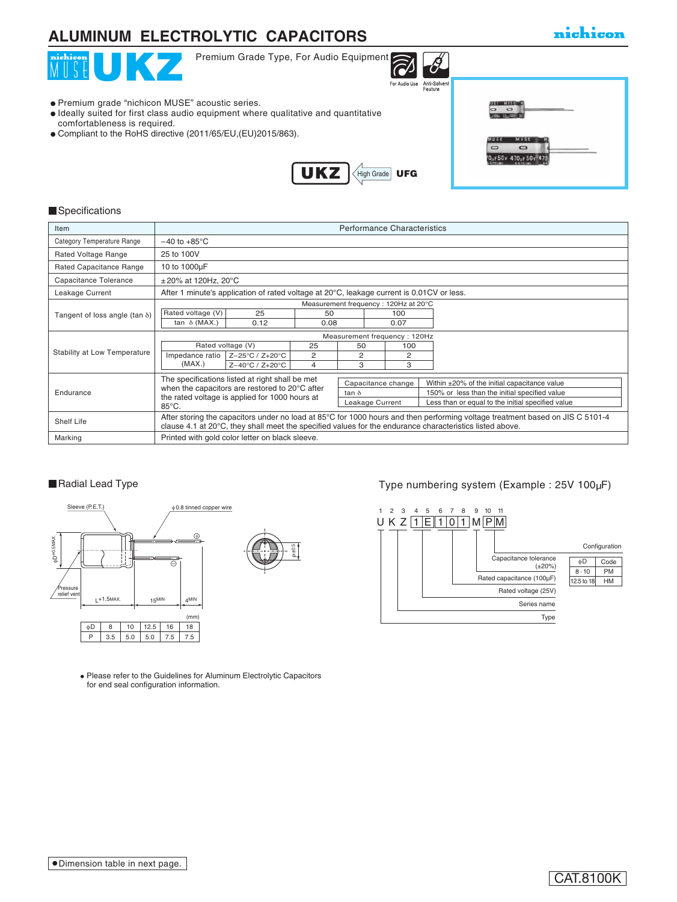# ALUMINUM ELECTROLYTIC CAPACITORS

nichicon

## MUSE UKZ

Premium Grade Type, For Audio Equipment

For Audio Use / Anti-Solvent Feature

- Premium grade "nichicon MUSE" acoustic series.
- Ideally suited for first class audio equipment where qualitative and quantitative comfortableness is required.
- Compliant to the RoHS directive (2011/65/EU,(EU)2015/863).

UKZ ← High Grade — UFG

## ■Specifications

| Item | Performance Characteristics |
|---|---|
| Category Temperature Range | −40 to +85°C |
| Rated Voltage Range | 25 to 100V |
| Rated Capacitance Range | 10 to 1000µF |
| Capacitance Tolerance | ±20% at 120Hz, 20°C |
| Leakage Current | After 1 minute's application of rated voltage at 20°C, leakage current is 0.01CV or less. |
| Tangent of loss angle (tan δ) | Measurement frequency : 120Hz at 20°C<br>Rated voltage (V): 25 / 50 / 100<br>tan δ (MAX.): 0.12 / 0.08 / 0.07 |
| Stability at Low Temperature | Measurement frequency : 120Hz<br>Rated voltage (V): 25 / 50 / 100<br>Impedance ratio (MAX.) Z−25°C / Z+20°C: 2 / 2 / 2<br>Impedance ratio (MAX.) Z−40°C / Z+20°C: 4 / 3 / 3 |
| Endurance | The specifications listed at right shall be met when the capacitors are restored to 20°C after the rated voltage is applied for 1000 hours at 85°C.<br>Capacitance change: Within ±20% of the initial capacitance value<br>tan δ: 150% or less than the initial specified value<br>Leakage Current: Less than or equal to the initial specified value |
| Shelf Life | After storing the capacitors under no load at 85°C for 1000 hours and then performing voltage treatment based on JIS C 5101-4 clause 4.1 at 20°C, they shall meet the specified values for the endurance characteristics listed above. |
| Marking | Printed with gold color letter on black sleeve. |

## ■Radial Lead Type

Sleeve (P.E.T.) ; ϕ0.8 tinned copper wire ; Pressure relief vent ; ϕD+0.5MAX. ; L+1.5MAX. ; 15MIN ; 4MIN ; P±0.5

(mm)

| ϕD | 8 | 10 | 12.5 | 16 | 18 |
|---|---|---|---|---|---|
| P | 3.5 | 5.0 | 5.0 | 7.5 | 7.5 |

- Please refer to the Guidelines for Aluminum Electrolytic Capacitors for end seal configuration information.

## Type numbering system (Example : 25V 100µF)

| 1 | 2 | 3 | 4 | 5 | 6 | 7 | 8 | 9 | 10 | 11 |
|---|---|---|---|---|---|---|---|---|---|---|
| U | K | Z | 1 | E | 1 | 0 | 1 | M | P | M |

- Configuration (10–11)
- Capacitance tolerance (±20%) (9)
- Rated capacitance (100µF) (6–8)
- Rated voltage (25V) (4–5)
- Series name (2–3)
- Type (1)

| ϕD | Code |
|---|---|
| 8 · 10 | PM |
| 12.5 to 18 | HM |

●Dimension table in next page.

CAT.8100K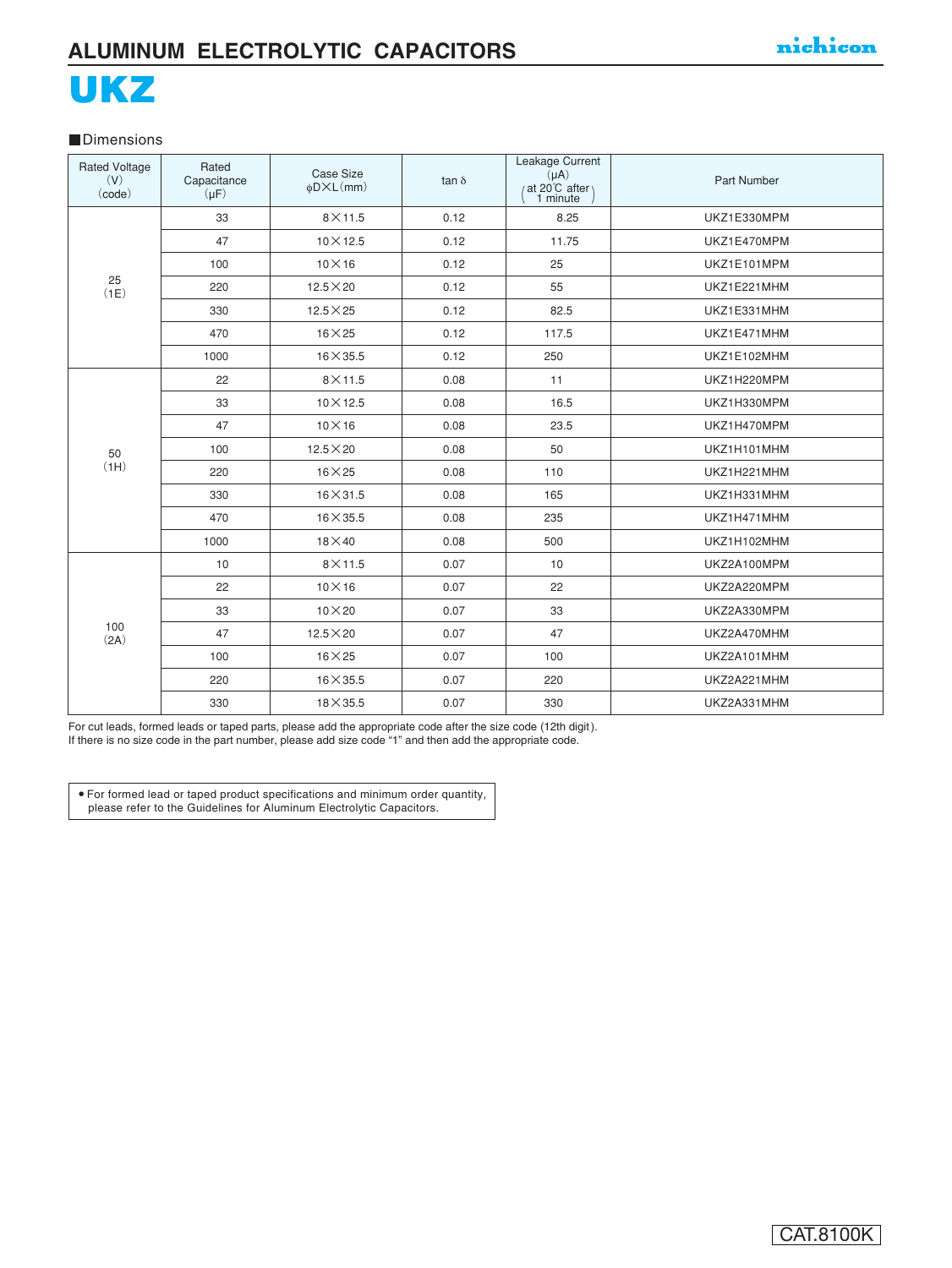# ALUMINUM ELECTROLYTIC CAPACITORS

# UKZ

## ■Dimensions

| Rated Voltage (V) (code) | Rated Capacitance (μF) | Case Size φD×L (mm) | tan δ | Leakage Current (μA) (at 20℃ after 1 minute) | Part Number |
|---|---|---|---|---|---|
| 25 (1E) | 33 | 8×11.5 | 0.12 | 8.25 | UKZ1E330MPM |
| | 47 | 10×12.5 | 0.12 | 11.75 | UKZ1E470MPM |
| | 100 | 10×16 | 0.12 | 25 | UKZ1E101MPM |
| | 220 | 12.5×20 | 0.12 | 55 | UKZ1E221MHM |
| | 330 | 12.5×25 | 0.12 | 82.5 | UKZ1E331MHM |
| | 470 | 16×25 | 0.12 | 117.5 | UKZ1E471MHM |
| | 1000 | 16×35.5 | 0.12 | 250 | UKZ1E102MHM |
| 50 (1H) | 22 | 8×11.5 | 0.08 | 11 | UKZ1H220MPM |
| | 33 | 10×12.5 | 0.08 | 16.5 | UKZ1H330MPM |
| | 47 | 10×16 | 0.08 | 23.5 | UKZ1H470MPM |
| | 100 | 12.5×20 | 0.08 | 50 | UKZ1H101MHM |
| | 220 | 16×25 | 0.08 | 110 | UKZ1H221MHM |
| | 330 | 16×31.5 | 0.08 | 165 | UKZ1H331MHM |
| | 470 | 16×35.5 | 0.08 | 235 | UKZ1H471MHM |
| | 1000 | 18×40 | 0.08 | 500 | UKZ1H102MHM |
| 100 (2A) | 10 | 8×11.5 | 0.07 | 10 | UKZ2A100MPM |
| | 22 | 10×16 | 0.07 | 22 | UKZ2A220MPM |
| | 33 | 10×20 | 0.07 | 33 | UKZ2A330MPM |
| | 47 | 12.5×20 | 0.07 | 47 | UKZ2A470MHM |
| | 100 | 16×25 | 0.07 | 100 | UKZ2A101MHM |
| | 220 | 16×35.5 | 0.07 | 220 | UKZ2A221MHM |
| | 330 | 18×35.5 | 0.07 | 330 | UKZ2A331MHM |

For cut leads, formed leads or taped parts, please add the appropriate code after the size code (12th digit).
If there is no size code in the part number, please add size code "1" and then add the appropriate code.

- For formed lead or taped product specifications and minimum order quantity, please refer to the Guidelines for Aluminum Electrolytic Capacitors.

CAT.8100K